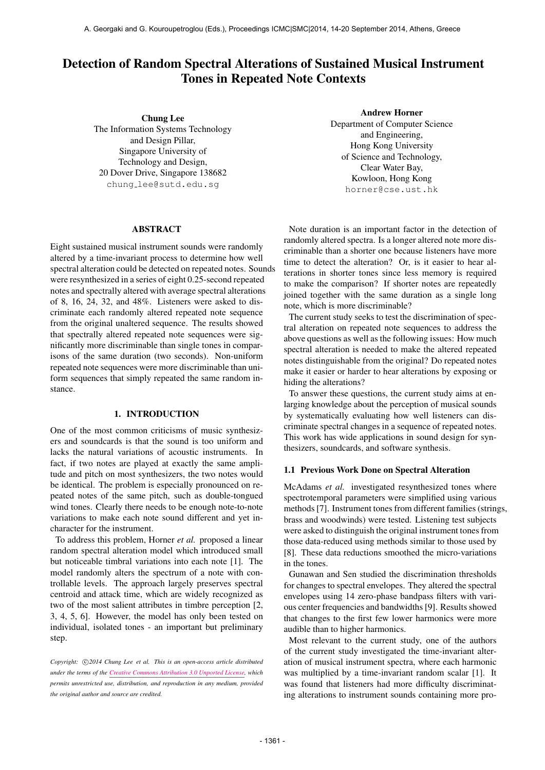# Detection of Random Spectral Alterations of Sustained Musical Instrument Tones in Repeated Note Contexts

**Chung Lee**
The Information Systems Technology and Design Pillar,
Singapore University of Technology and Design,
20 Dover Drive, Singapore 138682
chung_lee@sutd.edu.sg

**Andrew Horner**
Department of Computer Science and Engineering,
Hong Kong University of Science and Technology,
Clear Water Bay,
Kowloon, Hong Kong
horner@cse.ust.hk

## ABSTRACT

Eight sustained musical instrument sounds were randomly altered by a time-invariant process to determine how well spectral alteration could be detected on repeated notes. Sounds were resynthesized in a series of eight 0.25-second repeated notes and spectrally altered with average spectral alterations of 8, 16, 24, 32, and 48%. Listeners were asked to discriminate each randomly altered repeated note sequence from the original unaltered sequence. The results showed that spectrally altered repeated note sequences were significantly more discriminable than single tones in comparisons of the same duration (two seconds). Non-uniform repeated note sequences were more discriminable than uniform sequences that simply repeated the same random instance.

## 1. INTRODUCTION

One of the most common criticisms of music synthesizers and soundcards is that the sound is too uniform and lacks the natural variations of acoustic instruments. In fact, if two notes are played at exactly the same amplitude and pitch on most synthesizers, the two notes would be identical. The problem is especially pronounced on repeated notes of the same pitch, such as double-tongued wind tones. Clearly there needs to be enough note-to-note variations to make each note sound different and yet in-character for the instrument.

To address this problem, Horner *et al.* proposed a linear random spectral alteration model which introduced small but noticeable timbral variations into each note [1]. The model randomly alters the spectrum of a note with controllable levels. The approach largely preserves spectral centroid and attack time, which are widely recognized as two of the most salient attributes in timbre perception [2, 3, 4, 5, 6]. However, the model has only been tested on individual, isolated tones - an important but preliminary step.

*Copyright: ©2014 Chung Lee et al. This is an open-access article distributed under the terms of the Creative Commons Attribution 3.0 Unported License, which permits unrestricted use, distribution, and reproduction in any medium, provided the original author and source are credited.*

Note duration is an important factor in the detection of randomly altered spectra. Is a longer altered note more discriminable than a shorter one because listeners have more time to detect the alteration? Or, is it easier to hear alterations in shorter tones since less memory is required to make the comparison? If shorter notes are repeatedly joined together with the same duration as a single long note, which is more discriminable?

The current study seeks to test the discrimination of spectral alteration on repeated note sequences to address the above questions as well as the following issues: How much spectral alteration is needed to make the altered repeated notes distinguishable from the original? Do repeated notes make it easier or harder to hear alterations by exposing or hiding the alterations?

To answer these questions, the current study aims at enlarging knowledge about the perception of musical sounds by systematically evaluating how well listeners can discriminate spectral changes in a sequence of repeated notes. This work has wide applications in sound design for synthesizers, soundcards, and software synthesis.

### 1.1 Previous Work Done on Spectral Alteration

McAdams *et al.* investigated resynthesized tones where spectrotemporal parameters were simplified using various methods [7]. Instrument tones from different families (strings, brass and woodwinds) were tested. Listening test subjects were asked to distinguish the original instrument tones from those data-reduced using methods similar to those used by [8]. These data reductions smoothed the micro-variations in the tones.

Gunawan and Sen studied the discrimination thresholds for changes to spectral envelopes. They altered the spectral envelopes using 14 zero-phase bandpass filters with various center frequencies and bandwidths [9]. Results showed that changes to the first few lower harmonics were more audible than to higher harmonics.

Most relevant to the current study, one of the authors of the current study investigated the time-invariant alteration of musical instrument spectra, where each harmonic was multiplied by a time-invariant random scalar [1]. It was found that listeners had more difficulty discriminating alterations to instrument sounds containing more pro-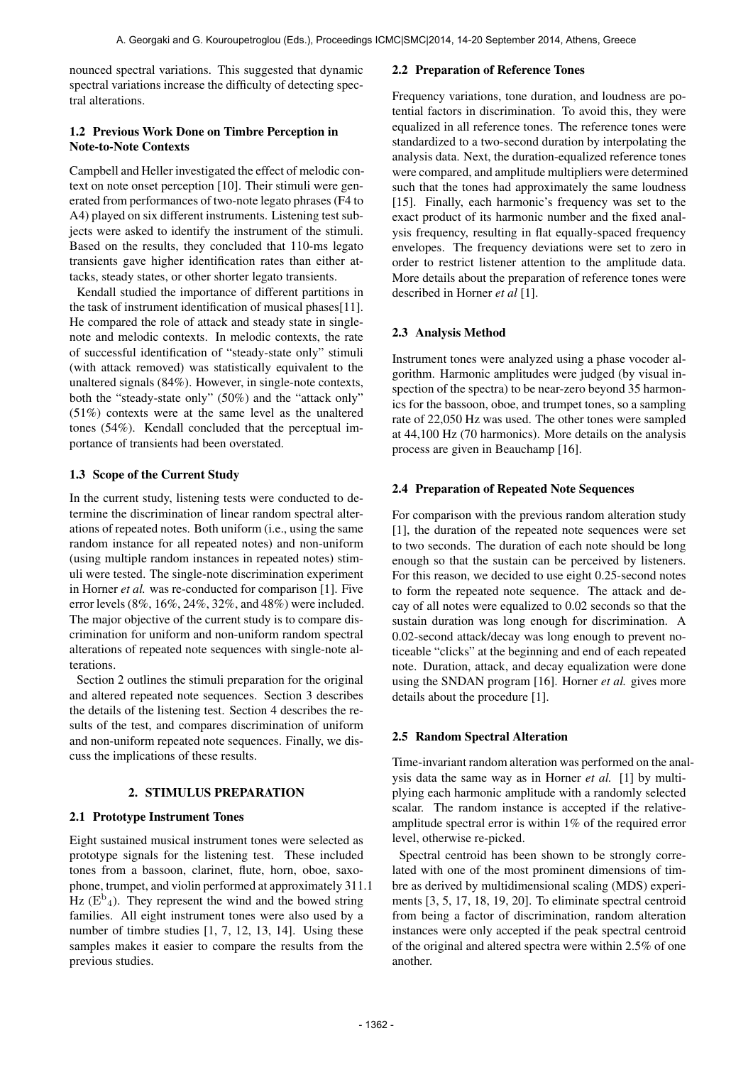nounced spectral variations. This suggested that dynamic spectral variations increase the difficulty of detecting spectral alterations.

### 1.2 Previous Work Done on Timbre Perception in Note-to-Note Contexts

Campbell and Heller investigated the effect of melodic context on note onset perception [10]. Their stimuli were generated from performances of two-note legato phrases (F4 to A4) played on six different instruments. Listening test subjects were asked to identify the instrument of the stimuli. Based on the results, they concluded that 110-ms legato transients gave higher identification rates than either attacks, steady states, or other shorter legato transients.

Kendall studied the importance of different partitions in the task of instrument identification of musical phases[11]. He compared the role of attack and steady state in single-note and melodic contexts. In melodic contexts, the rate of successful identification of "steady-state only" stimuli (with attack removed) was statistically equivalent to the unaltered signals (84%). However, in single-note contexts, both the "steady-state only" (50%) and the "attack only" (51%) contexts were at the same level as the unaltered tones (54%). Kendall concluded that the perceptual importance of transients had been overstated.

### 1.3 Scope of the Current Study

In the current study, listening tests were conducted to determine the discrimination of linear random spectral alterations of repeated notes. Both uniform (i.e., using the same random instance for all repeated notes) and non-uniform (using multiple random instances in repeated notes) stimuli were tested. The single-note discrimination experiment in Horner *et al.* was re-conducted for comparison [1]. Five error levels (8%, 16%, 24%, 32%, and 48%) were included. The major objective of the current study is to compare discrimination for uniform and non-uniform random spectral alterations of repeated note sequences with single-note alterations.

Section 2 outlines the stimuli preparation for the original and altered repeated note sequences. Section 3 describes the details of the listening test. Section 4 describes the results of the test, and compares discrimination of uniform and non-uniform repeated note sequences. Finally, we discuss the implications of these results.

## 2. STIMULUS PREPARATION

### 2.1 Prototype Instrument Tones

Eight sustained musical instrument tones were selected as prototype signals for the listening test. These included tones from a bassoon, clarinet, flute, horn, oboe, saxophone, trumpet, and violin performed at approximately 311.1 Hz ($E^{b}{}_{4}$). They represent the wind and the bowed string families. All eight instrument tones were also used by a number of timbre studies [1, 7, 12, 13, 14]. Using these samples makes it easier to compare the results from the previous studies.

### 2.2 Preparation of Reference Tones

Frequency variations, tone duration, and loudness are potential factors in discrimination. To avoid this, they were equalized in all reference tones. The reference tones were standardized to a two-second duration by interpolating the analysis data. Next, the duration-equalized reference tones were compared, and amplitude multipliers were determined such that the tones had approximately the same loudness [15]. Finally, each harmonic's frequency was set to the exact product of its harmonic number and the fixed analysis frequency, resulting in flat equally-spaced frequency envelopes. The frequency deviations were set to zero in order to restrict listener attention to the amplitude data. More details about the preparation of reference tones were described in Horner *et al* [1].

### 2.3 Analysis Method

Instrument tones were analyzed using a phase vocoder algorithm. Harmonic amplitudes were judged (by visual inspection of the spectra) to be near-zero beyond 35 harmonics for the bassoon, oboe, and trumpet tones, so a sampling rate of 22,050 Hz was used. The other tones were sampled at 44,100 Hz (70 harmonics). More details on the analysis process are given in Beauchamp [16].

### 2.4 Preparation of Repeated Note Sequences

For comparison with the previous random alteration study [1], the duration of the repeated note sequences were set to two seconds. The duration of each note should be long enough so that the sustain can be perceived by listeners. For this reason, we decided to use eight 0.25-second notes to form the repeated note sequence. The attack and decay of all notes were equalized to 0.02 seconds so that the sustain duration was long enough for discrimination. A 0.02-second attack/decay was long enough to prevent noticeable "clicks" at the beginning and end of each repeated note. Duration, attack, and decay equalization were done using the SNDAN program [16]. Horner *et al.* gives more details about the procedure [1].

### 2.5 Random Spectral Alteration

Time-invariant random alteration was performed on the analysis data the same way as in Horner *et al.* [1] by multiplying each harmonic amplitude with a randomly selected scalar. The random instance is accepted if the relative-amplitude spectral error is within 1% of the required error level, otherwise re-picked.

Spectral centroid has been shown to be strongly correlated with one of the most prominent dimensions of timbre as derived by multidimensional scaling (MDS) experiments [3, 5, 17, 18, 19, 20]. To eliminate spectral centroid from being a factor of discrimination, random alteration instances were only accepted if the peak spectral centroid of the original and altered spectra were within 2.5% of one another.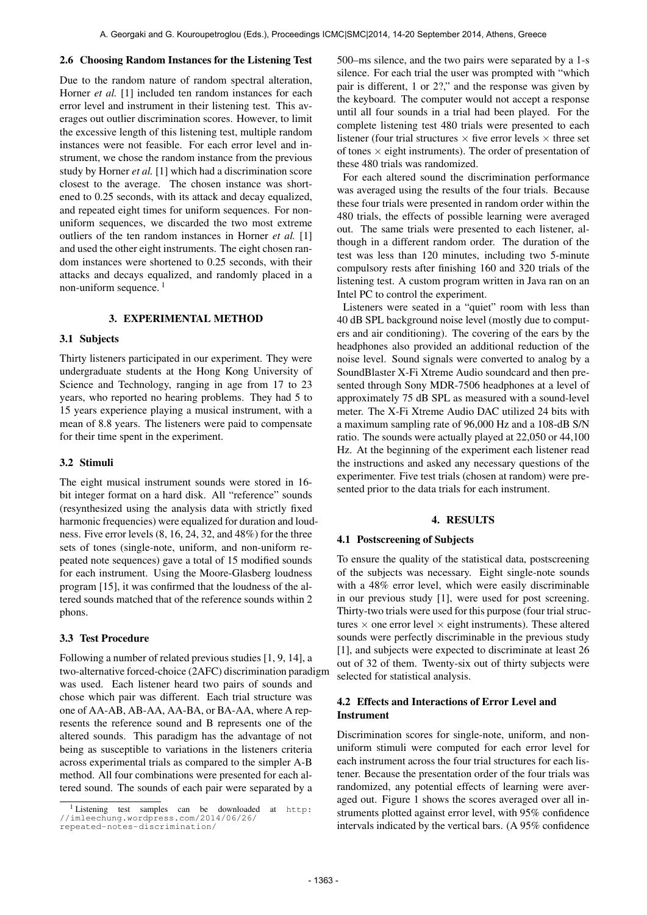### 2.6 Choosing Random Instances for the Listening Test

Due to the random nature of random spectral alteration, Horner *et al.* [1] included ten random instances for each error level and instrument in their listening test. This averages out outlier discrimination scores. However, to limit the excessive length of this listening test, multiple random instances were not feasible. For each error level and instrument, we chose the random instance from the previous study by Horner *et al.* [1] which had a discrimination score closest to the average. The chosen instance was shortened to 0.25 seconds, with its attack and decay equalized, and repeated eight times for uniform sequences. For non-uniform sequences, we discarded the two most extreme outliers of the ten random instances in Horner *et al.* [1] and used the other eight instruments. The eight chosen random instances were shortened to 0.25 seconds, with their attacks and decays equalized, and randomly placed in a non-uniform sequence. [1]

## 3. EXPERIMENTAL METHOD

### 3.1 Subjects

Thirty listeners participated in our experiment. They were undergraduate students at the Hong Kong University of Science and Technology, ranging in age from 17 to 23 years, who reported no hearing problems. They had 5 to 15 years experience playing a musical instrument, with a mean of 8.8 years. The listeners were paid to compensate for their time spent in the experiment.

### 3.2 Stimuli

The eight musical instrument sounds were stored in 16-bit integer format on a hard disk. All "reference" sounds (resynthesized using the analysis data with strictly fixed harmonic frequencies) were equalized for duration and loudness. Five error levels (8, 16, 24, 32, and 48%) for the three sets of tones (single-note, uniform, and non-uniform repeated note sequences) gave a total of 15 modified sounds for each instrument. Using the Moore-Glasberg loudness program [15], it was confirmed that the loudness of the altered sounds matched that of the reference sounds within 2 phons.

### 3.3 Test Procedure

Following a number of related previous studies [1, 9, 14], a two-alternative forced-choice (2AFC) discrimination paradigm was used. Each listener heard two pairs of sounds and chose which pair was different. Each trial structure was one of AA-AB, AB-AA, AA-BA, or BA-AA, where A represents the reference sound and B represents one of the altered sounds. This paradigm has the advantage of not being as susceptible to variations in the listeners criteria across experimental trials as compared to the simpler A-B method. All four combinations were presented for each altered sound. The sounds of each pair were separated by a 500–ms silence, and the two pairs were separated by a 1-s silence. For each trial the user was prompted with "which pair is different, 1 or 2?," and the response was given by the keyboard. The computer would not accept a response until all four sounds in a trial had been played. For the complete listening test 480 trials were presented to each listener (four trial structures $\times$ five error levels $\times$ three set of tones $\times$ eight instruments). The order of presentation of these 480 trials was randomized.

For each altered sound the discrimination performance was averaged using the results of the four trials. Because these four trials were presented in random order within the 480 trials, the effects of possible learning were averaged out. The same trials were presented to each listener, although in a different random order. The duration of the test was less than 120 minutes, including two 5-minute compulsory rests after finishing 160 and 320 trials of the listening test. A custom program written in Java ran on an Intel PC to control the experiment.

Listeners were seated in a "quiet" room with less than 40 dB SPL background noise level (mostly due to computers and air conditioning). The covering of the ears by the headphones also provided an additional reduction of the noise level. Sound signals were converted to analog by a SoundBlaster X-Fi Xtreme Audio soundcard and then presented through Sony MDR-7506 headphones at a level of approximately 75 dB SPL as measured with a sound-level meter. The X-Fi Xtreme Audio DAC utilized 24 bits with a maximum sampling rate of 96,000 Hz and a 108-dB S/N ratio. The sounds were actually played at 22,050 or 44,100 Hz. At the beginning of the experiment each listener read the instructions and asked any necessary questions of the experimenter. Five test trials (chosen at random) were presented prior to the data trials for each instrument.

## 4. RESULTS

### 4.1 Postscreening of Subjects

To ensure the quality of the statistical data, postscreening of the subjects was necessary. Eight single-note sounds with a 48% error level, which were easily discriminable in our previous study [1], were used for post screening. Thirty-two trials were used for this purpose (four trial structures $\times$ one error level $\times$ eight instruments). These altered sounds were perfectly discriminable in the previous study [1], and subjects were expected to discriminate at least 26 out of 32 of them. Twenty-six out of thirty subjects were selected for statistical analysis.

### 4.2 Effects and Interactions of Error Level and Instrument

Discrimination scores for single-note, uniform, and non-uniform stimuli were computed for each error level for each instrument across the four trial structures for each listener. Because the presentation order of the four trials was randomized, any potential effects of learning were averaged out. Figure 1 shows the scores averaged over all instruments plotted against error level, with 95% confidence intervals indicated by the vertical bars. (A 95% confidence

[1] Listening test samples can be downloaded at http://imleechung.wordpress.com/2014/06/26/repeated-notes-discrimination/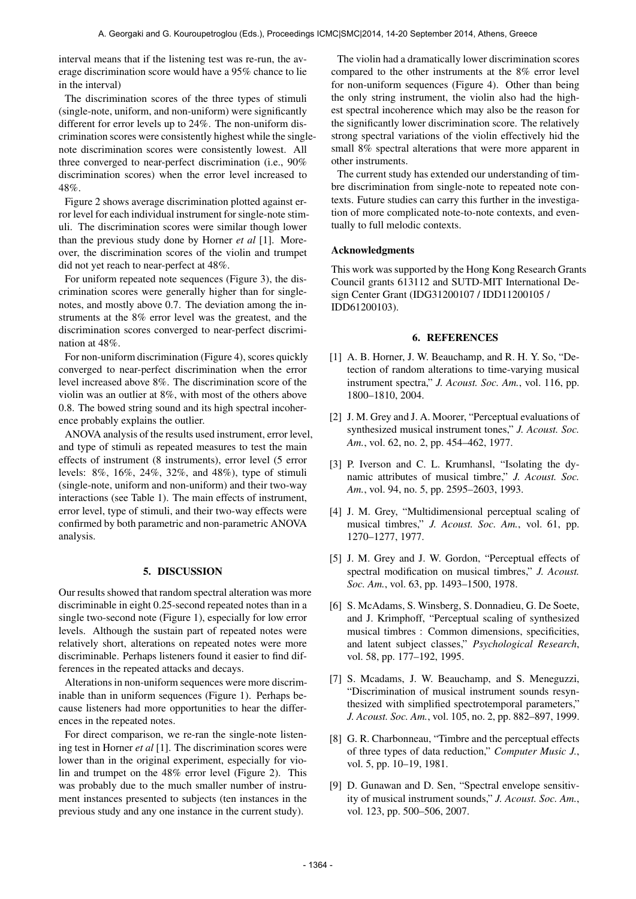interval means that if the listening test was re-run, the average discrimination score would have a 95% chance to lie in the interval)

The discrimination scores of the three types of stimuli (single-note, uniform, and non-uniform) were significantly different for error levels up to 24%. The non-uniform discrimination scores were consistently highest while the single-note discrimination scores were consistently lowest. All three converged to near-perfect discrimination (i.e., 90% discrimination scores) when the error level increased to 48%.

Figure 2 shows average discrimination plotted against error level for each individual instrument for single-note stimuli. The discrimination scores were similar though lower than the previous study done by Horner *et al* [1]. Moreover, the discrimination scores of the violin and trumpet did not yet reach to near-perfect at 48%.

For uniform repeated note sequences (Figure 3), the discrimination scores were generally higher than for single-notes, and mostly above 0.7. The deviation among the instruments at the 8% error level was the greatest, and the discrimination scores converged to near-perfect discrimination at 48%.

For non-uniform discrimination (Figure 4), scores quickly converged to near-perfect discrimination when the error level increased above 8%. The discrimination score of the violin was an outlier at 8%, with most of the others above 0.8. The bowed string sound and its high spectral incoherence probably explains the outlier.

ANOVA analysis of the results used instrument, error level, and type of stimuli as repeated measures to test the main effects of instrument (8 instruments), error level (5 error levels: 8%, 16%, 24%, 32%, and 48%), type of stimuli (single-note, uniform and non-uniform) and their two-way interactions (see Table 1). The main effects of instrument, error level, type of stimuli, and their two-way effects were confirmed by both parametric and non-parametric ANOVA analysis.

## 5. DISCUSSION

Our results showed that random spectral alteration was more discriminable in eight 0.25-second repeated notes than in a single two-second note (Figure 1), especially for low error levels. Although the sustain part of repeated notes were relatively short, alterations on repeated notes were more discriminable. Perhaps listeners found it easier to find differences in the repeated attacks and decays.

Alterations in non-uniform sequences were more discriminable than in uniform sequences (Figure 1). Perhaps because listeners had more opportunities to hear the differences in the repeated notes.

For direct comparison, we re-ran the single-note listening test in Horner *et al* [1]. The discrimination scores were lower than in the original experiment, especially for violin and trumpet on the 48% error level (Figure 2). This was probably due to the much smaller number of instrument instances presented to subjects (ten instances in the previous study and any one instance in the current study).

The violin had a dramatically lower discrimination scores compared to the other instruments at the 8% error level for non-uniform sequences (Figure 4). Other than being the only string instrument, the violin also had the highest spectral incoherence which may also be the reason for the significantly lower discrimination score. The relatively strong spectral variations of the violin effectively hid the small 8% spectral alterations that were more apparent in other instruments.

The current study has extended our understanding of timbre discrimination from single-note to repeated note contexts. Future studies can carry this further in the investigation of more complicated note-to-note contexts, and eventually to full melodic contexts.

### Acknowledgments

This work was supported by the Hong Kong Research Grants Council grants 613112 and SUTD-MIT International Design Center Grant (IDG31200107 / IDD11200105 / IDD61200103).

## 6. REFERENCES

[1] A. B. Horner, J. W. Beauchamp, and R. H. Y. So, "Detection of random alterations to time-varying musical instrument spectra," *J. Acoust. Soc. Am.*, vol. 116, pp. 1800–1810, 2004.

[2] J. M. Grey and J. A. Moorer, "Perceptual evaluations of synthesized musical instrument tones," *J. Acoust. Soc. Am.*, vol. 62, no. 2, pp. 454–462, 1977.

[3] P. Iverson and C. L. Krumhansl, "Isolating the dynamic attributes of musical timbre," *J. Acoust. Soc. Am.*, vol. 94, no. 5, pp. 2595–2603, 1993.

[4] J. M. Grey, "Multidimensional perceptual scaling of musical timbres," *J. Acoust. Soc. Am.*, vol. 61, pp. 1270–1277, 1977.

[5] J. M. Grey and J. W. Gordon, "Perceptual effects of spectral modification on musical timbres," *J. Acoust. Soc. Am.*, vol. 63, pp. 1493–1500, 1978.

[6] S. McAdams, S. Winsberg, S. Donnadieu, G. De Soete, and J. Krimphoff, "Perceptual scaling of synthesized musical timbres : Common dimensions, specificities, and latent subject classes," *Psychological Research*, vol. 58, pp. 177–192, 1995.

[7] S. Mcadams, J. W. Beauchamp, and S. Meneguzzi, "Discrimination of musical instrument sounds resynthesized with simplified spectrotemporal parameters," *J. Acoust. Soc. Am.*, vol. 105, no. 2, pp. 882–897, 1999.

[8] G. R. Charbonneau, "Timbre and the perceptual effects of three types of data reduction," *Computer Music J.*, vol. 5, pp. 10–19, 1981.

[9] D. Gunawan and D. Sen, "Spectral envelope sensitivity of musical instrument sounds," *J. Acoust. Soc. Am.*, vol. 123, pp. 500–506, 2007.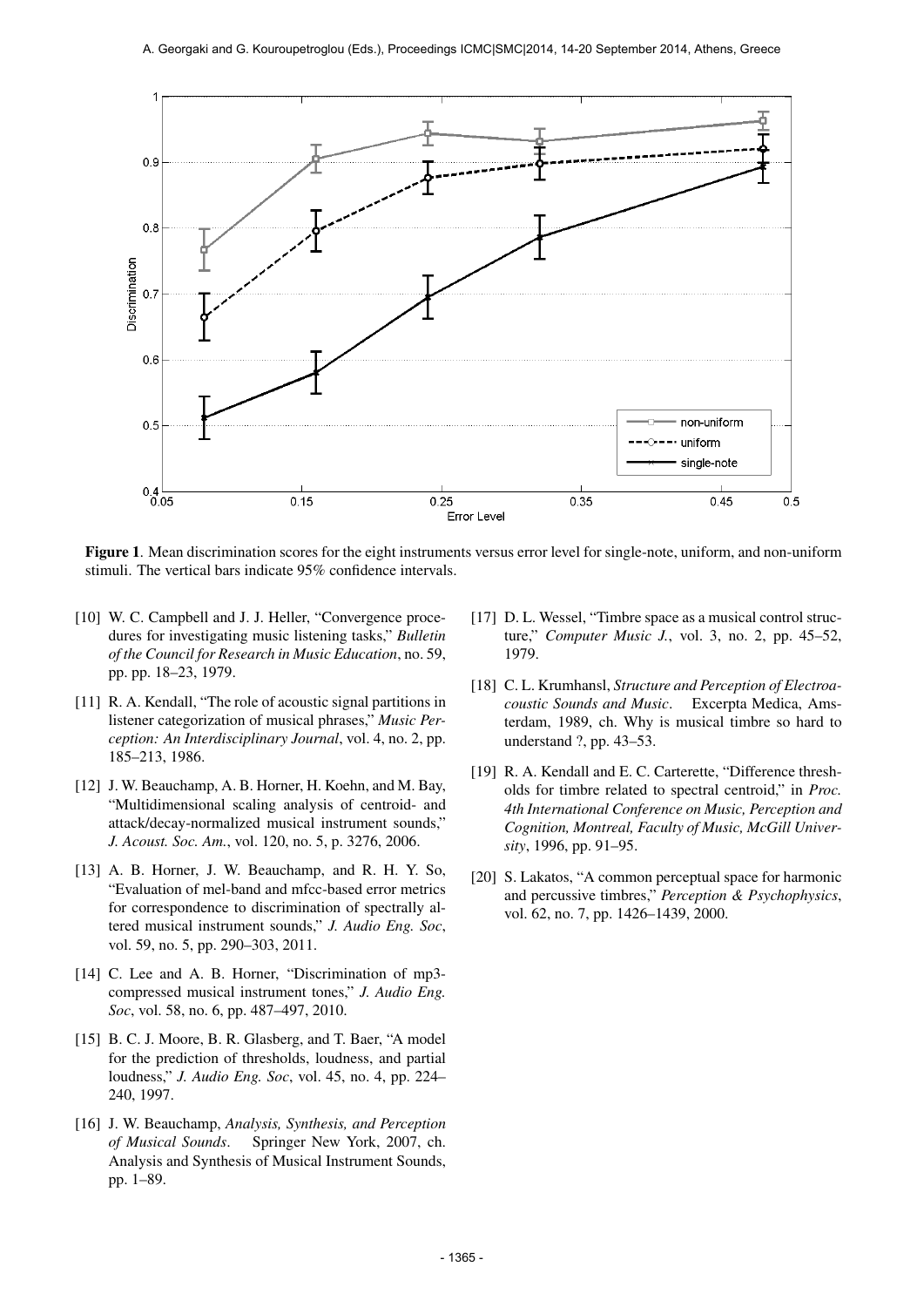**Figure 1**. Mean discrimination scores for the eight instruments versus error level for single-note, uniform, and non-uniform stimuli. The vertical bars indicate 95% confidence intervals.

[10] W. C. Campbell and J. J. Heller, "Convergence procedures for investigating music listening tasks," *Bulletin of the Council for Research in Music Education*, no. 59, pp. pp. 18–23, 1979.

[11] R. A. Kendall, "The role of acoustic signal partitions in listener categorization of musical phrases," *Music Perception: An Interdisciplinary Journal*, vol. 4, no. 2, pp. 185–213, 1986.

[12] J. W. Beauchamp, A. B. Horner, H. Koehn, and M. Bay, "Multidimensional scaling analysis of centroid- and attack/decay-normalized musical instrument sounds," *J. Acoust. Soc. Am.*, vol. 120, no. 5, p. 3276, 2006.

[13] A. B. Horner, J. W. Beauchamp, and R. H. Y. So, "Evaluation of mel-band and mfcc-based error metrics for correspondence to discrimination of spectrally altered musical instrument sounds," *J. Audio Eng. Soc*, vol. 59, no. 5, pp. 290–303, 2011.

[14] C. Lee and A. B. Horner, "Discrimination of mp3-compressed musical instrument tones," *J. Audio Eng. Soc*, vol. 58, no. 6, pp. 487–497, 2010.

[15] B. C. J. Moore, B. R. Glasberg, and T. Baer, "A model for the prediction of thresholds, loudness, and partial loudness," *J. Audio Eng. Soc*, vol. 45, no. 4, pp. 224–240, 1997.

[16] J. W. Beauchamp, *Analysis, Synthesis, and Perception of Musical Sounds*. Springer New York, 2007, ch. Analysis and Synthesis of Musical Instrument Sounds, pp. 1–89.

[17] D. L. Wessel, "Timbre space as a musical control structure," *Computer Music J.*, vol. 3, no. 2, pp. 45–52, 1979.

[18] C. L. Krumhansl, *Structure and Perception of Electroacoustic Sounds and Music*. Excerpta Medica, Amsterdam, 1989, ch. Why is musical timbre so hard to understand ?, pp. 43–53.

[19] R. A. Kendall and E. C. Carterette, "Difference thresholds for timbre related to spectral centroid," in *Proc. 4th International Conference on Music, Perception and Cognition, Montreal, Faculty of Music, McGill University*, 1996, pp. 91–95.

[20] S. Lakatos, "A common perceptual space for harmonic and percussive timbres," *Perception & Psychophysics*, vol. 62, no. 7, pp. 1426–1439, 2000.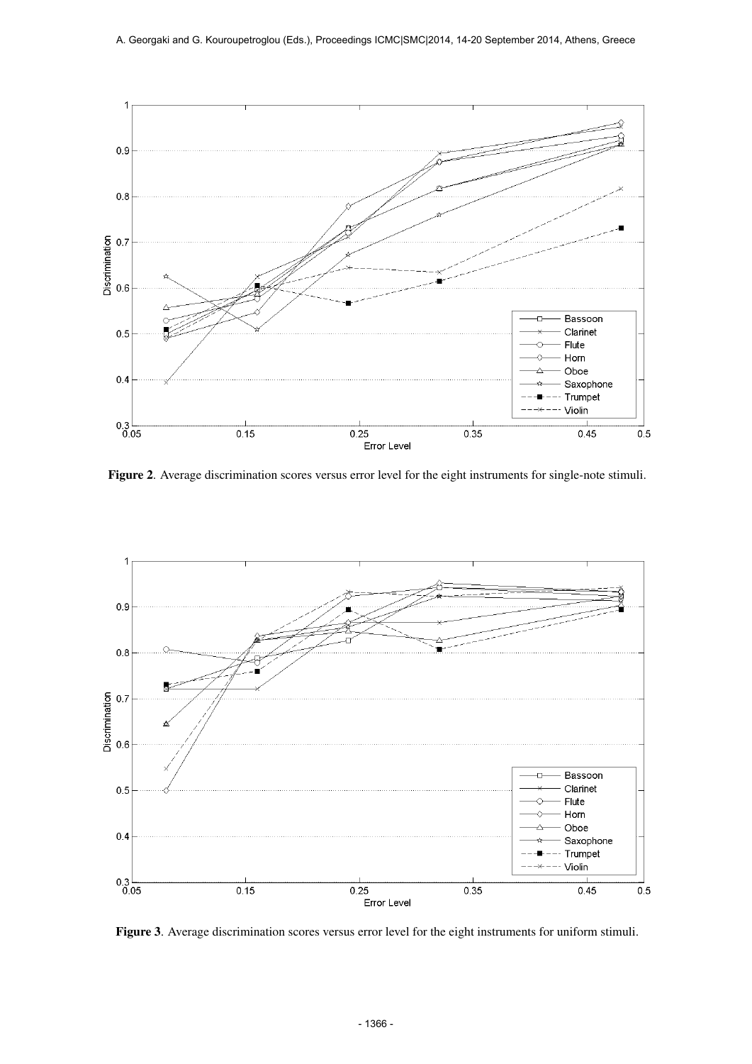**Figure 2**. Average discrimination scores versus error level for the eight instruments for single-note stimuli.

**Figure 3**. Average discrimination scores versus error level for the eight instruments for uniform stimuli.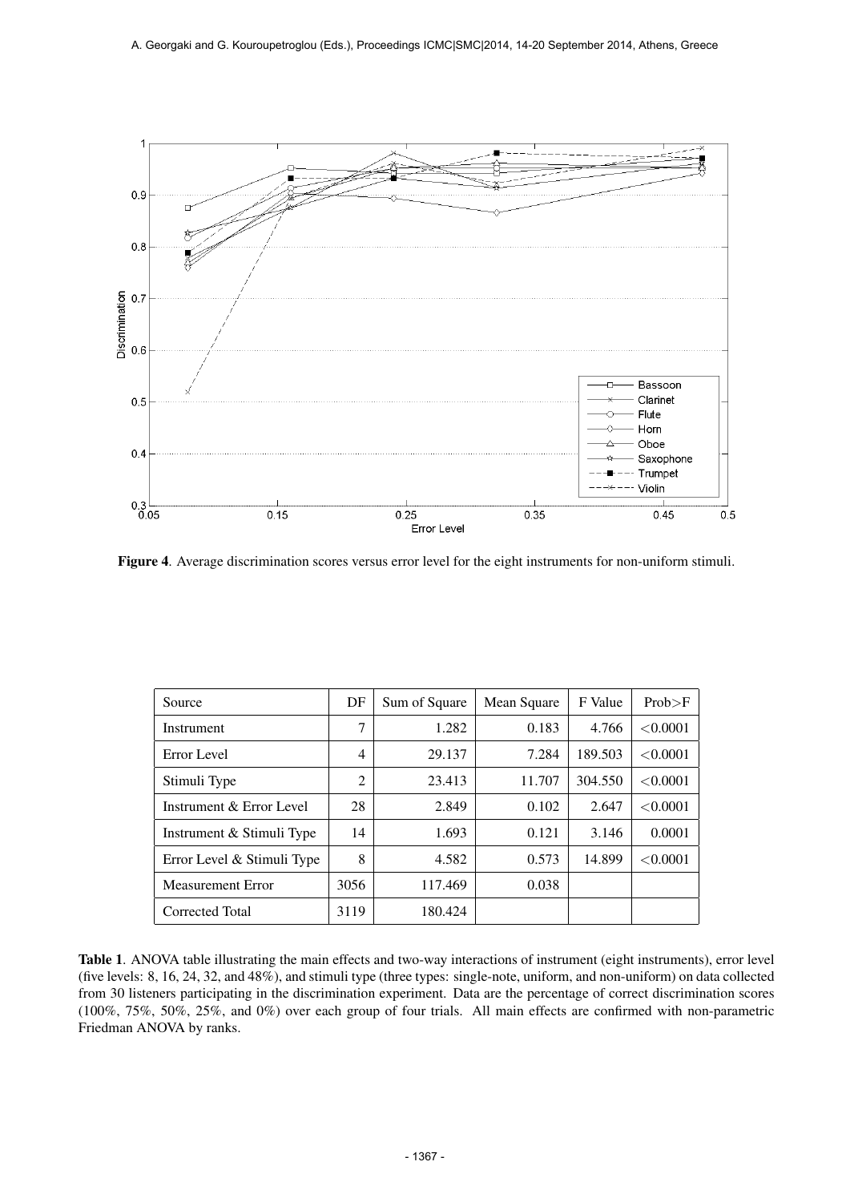Discrimination

1

0.9

0.8

0.7

0.6

0.5

0.4

0.3

0.05

0.15

0.25

0.35

0.45

0.5

Error Level

Bassoon

Clarinet

Flute

Horn

Oboe

Saxophone

Trumpet

Violin

**Figure 4**. Average discrimination scores versus error level for the eight instruments for non-uniform stimuli.

| Source | DF | Sum of Square | Mean Square | F Value | Prob>F |
|---|---|---|---|---|---|
| Instrument | 7 | 1.282 | 0.183 | 4.766 | <0.0001 |
| Error Level | 4 | 29.137 | 7.284 | 189.503 | <0.0001 |
| Stimuli Type | 2 | 23.413 | 11.707 | 304.550 | <0.0001 |
| Instrument & Error Level | 28 | 2.849 | 0.102 | 2.647 | <0.0001 |
| Instrument & Stimuli Type | 14 | 1.693 | 0.121 | 3.146 | 0.0001 |
| Error Level & Stimuli Type | 8 | 4.582 | 0.573 | 14.899 | <0.0001 |
| Measurement Error | 3056 | 117.469 | 0.038 | | |
| Corrected Total | 3119 | 180.424 | | | |

**Table 1**. ANOVA table illustrating the main effects and two-way interactions of instrument (eight instruments), error level (five levels: 8, 16, 24, 32, and 48%), and stimuli type (three types: single-note, uniform, and non-uniform) on data collected from 30 listeners participating in the discrimination experiment. Data are the percentage of correct discrimination scores (100%, 75%, 50%, 25%, and 0%) over each group of four trials. All main effects are confirmed with non-parametric Friedman ANOVA by ranks.